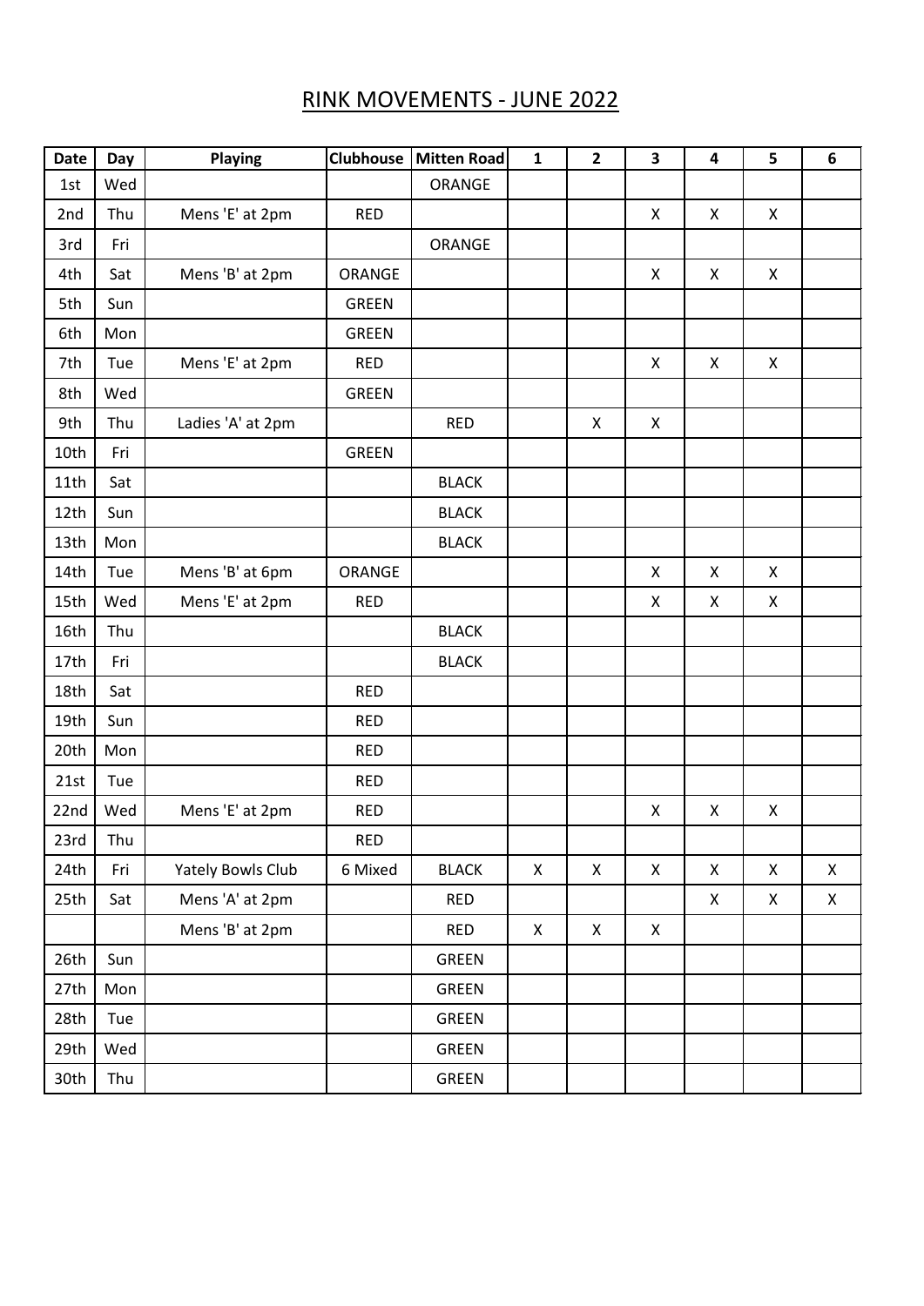# RINK MOVEMENTS - JUNE 2022

| Date | Day | Playing | Clubhouse | Mitten Road | 1 | 2 | 3 | 4 | 5 | 6 |
|---|---|---|---|---|---|---|---|---|---|---|
| 1st | Wed | | | ORANGE | | | | | | |
| 2nd | Thu | Mens 'E' at 2pm | RED | | | | X | X | X | |
| 3rd | Fri | | | ORANGE | | | | | | |
| 4th | Sat | Mens 'B' at 2pm | ORANGE | | | | X | X | X | |
| 5th | Sun | | GREEN | | | | | | | |
| 6th | Mon | | GREEN | | | | | | | |
| 7th | Tue | Mens 'E' at 2pm | RED | | | | X | X | X | |
| 8th | Wed | | GREEN | | | | | | | |
| 9th | Thu | Ladies 'A' at 2pm | | RED | | X | X | | | |
| 10th | Fri | | GREEN | | | | | | | |
| 11th | Sat | | | BLACK | | | | | | |
| 12th | Sun | | | BLACK | | | | | | |
| 13th | Mon | | | BLACK | | | | | | |
| 14th | Tue | Mens 'B' at 6pm | ORANGE | | | | X | X | X | |
| 15th | Wed | Mens 'E' at 2pm | RED | | | | X | X | X | |
| 16th | Thu | | | BLACK | | | | | | |
| 17th | Fri | | | BLACK | | | | | | |
| 18th | Sat | | RED | | | | | | | |
| 19th | Sun | | RED | | | | | | | |
| 20th | Mon | | RED | | | | | | | |
| 21st | Tue | | RED | | | | | | | |
| 22nd | Wed | Mens 'E' at 2pm | RED | | | | X | X | X | |
| 23rd | Thu | | RED | | | | | | | |
| 24th | Fri | Yately Bowls Club | 6 Mixed | BLACK | X | X | X | X | X | X |
| 25th | Sat | Mens 'A' at 2pm | | RED | | | | X | X | X |
| | | Mens 'B' at 2pm | | RED | X | X | X | | | |
| 26th | Sun | | | GREEN | | | | | | |
| 27th | Mon | | | GREEN | | | | | | |
| 28th | Tue | | | GREEN | | | | | | |
| 29th | Wed | | | GREEN | | | | | | |
| 30th | Thu | | | GREEN | | | | | | |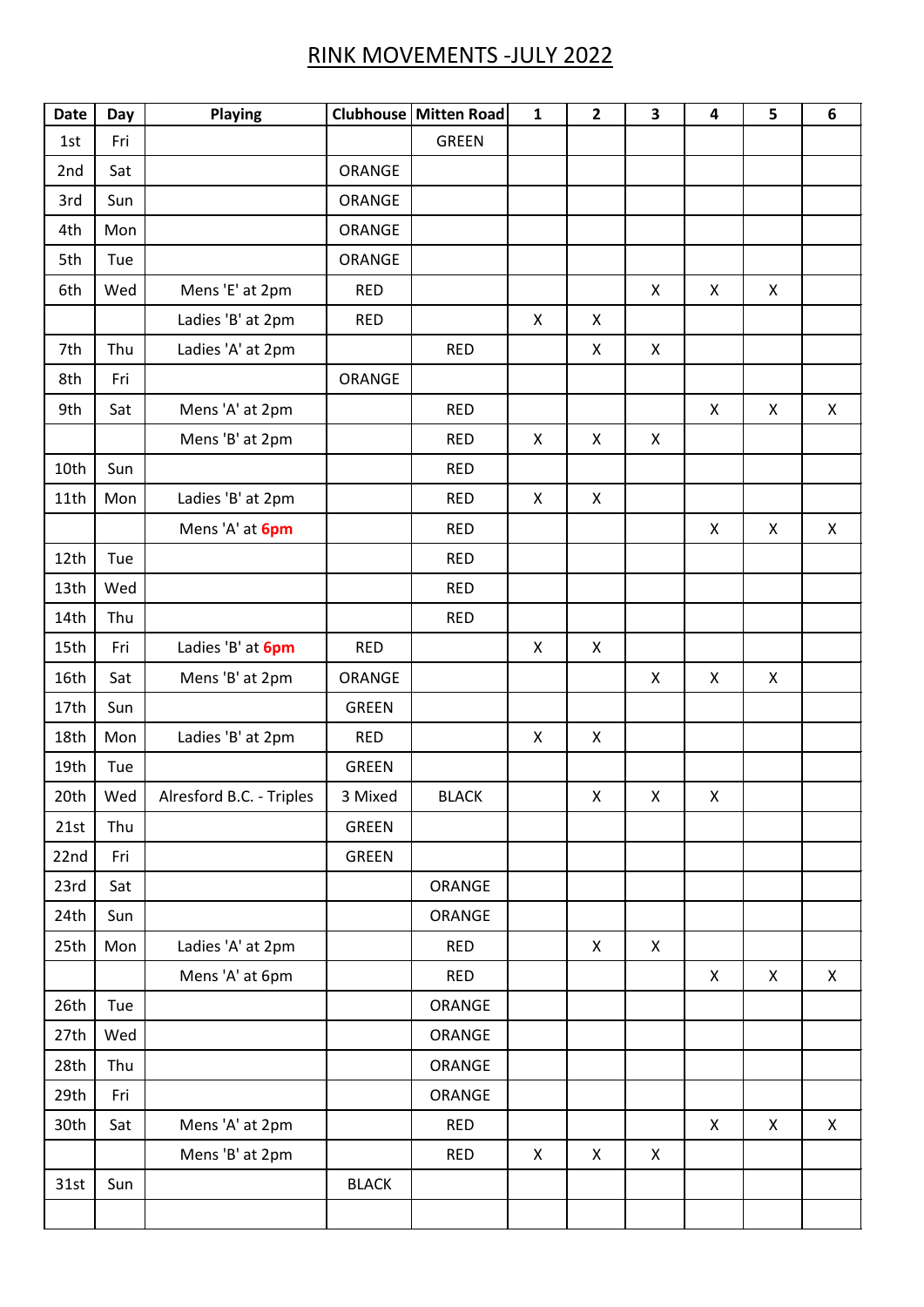# RINK MOVEMENTS -JULY 2022

| Date | Day | Playing | Clubhouse | Mitten Road | 1 | 2 | 3 | 4 | 5 | 6 |
|---|---|---|---|---|---|---|---|---|---|---|
| 1st | Fri | | | GREEN | | | | | | |
| 2nd | Sat | | ORANGE | | | | | | | |
| 3rd | Sun | | ORANGE | | | | | | | |
| 4th | Mon | | ORANGE | | | | | | | |
| 5th | Tue | | ORANGE | | | | | | | |
| 6th | Wed | Mens 'E' at 2pm | RED | | | | X | X | X | |
| | | Ladies 'B' at 2pm | RED | | X | X | | | | |
| 7th | Thu | Ladies 'A' at 2pm | | RED | | X | X | | | |
| 8th | Fri | | ORANGE | | | | | | | |
| 9th | Sat | Mens 'A' at 2pm | | RED | | | | X | X | X |
| | | Mens 'B' at 2pm | | RED | X | X | X | | | |
| 10th | Sun | | | RED | | | | | | |
| 11th | Mon | Ladies 'B' at 2pm | | RED | X | X | | | | |
| | | Mens 'A' at **6pm** | | RED | | | | X | X | X |
| 12th | Tue | | | RED | | | | | | |
| 13th | Wed | | | RED | | | | | | |
| 14th | Thu | | | RED | | | | | | |
| 15th | Fri | Ladies 'B' at **6pm** | RED | | X | X | | | | |
| 16th | Sat | Mens 'B' at 2pm | ORANGE | | | | X | X | X | |
| 17th | Sun | | GREEN | | | | | | | |
| 18th | Mon | Ladies 'B' at 2pm | RED | | X | X | | | | |
| 19th | Tue | | GREEN | | | | | | | |
| 20th | Wed | Alresford B.C. - Triples | 3 Mixed | BLACK | | X | X | X | | |
| 21st | Thu | | GREEN | | | | | | | |
| 22nd | Fri | | GREEN | | | | | | | |
| 23rd | Sat | | | ORANGE | | | | | | |
| 24th | Sun | | | ORANGE | | | | | | |
| 25th | Mon | Ladies 'A' at 2pm | | RED | | X | X | | | |
| | | Mens 'A' at 6pm | | RED | | | | X | X | X |
| 26th | Tue | | | ORANGE | | | | | | |
| 27th | Wed | | | ORANGE | | | | | | |
| 28th | Thu | | | ORANGE | | | | | | |
| 29th | Fri | | | ORANGE | | | | | | |
| 30th | Sat | Mens 'A' at 2pm | | RED | | | | X | X | X |
| | | Mens 'B' at 2pm | | RED | X | X | X | | | |
| 31st | Sun | | BLACK | | | | | | | |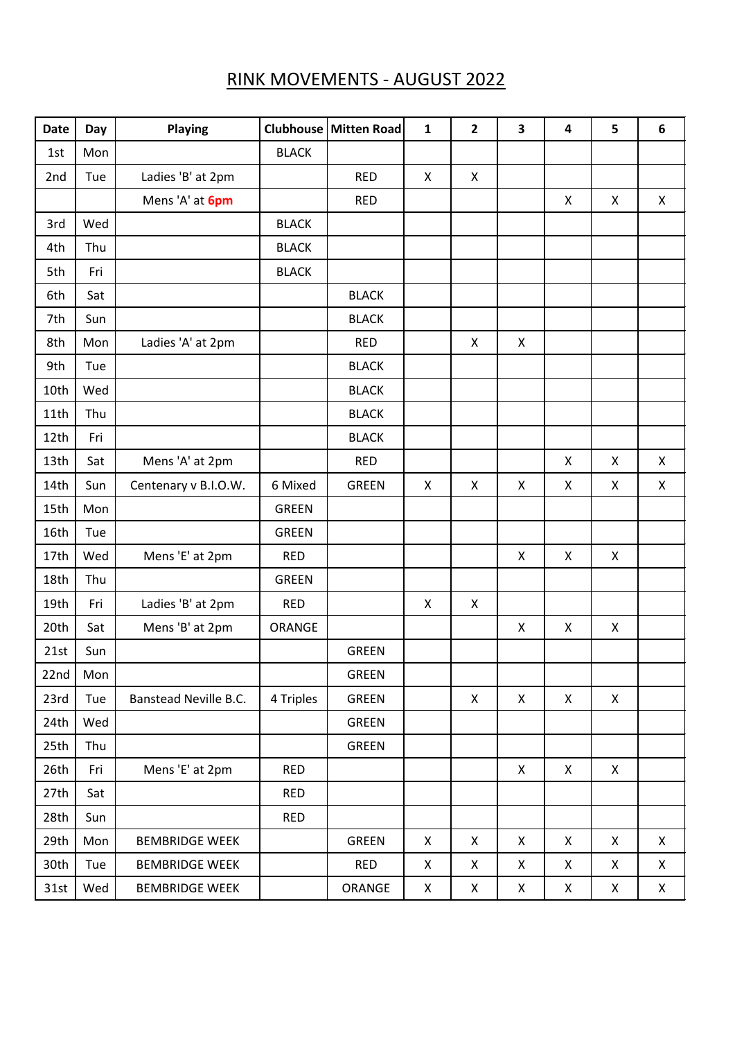# RINK MOVEMENTS - AUGUST 2022

| Date | Day | Playing | Clubhouse | Mitten Road | 1 | 2 | 3 | 4 | 5 | 6 |
|---|---|---|---|---|---|---|---|---|---|---|
| 1st | Mon | | BLACK | | | | | | | |
| 2nd | Tue | Ladies 'B' at 2pm | | RED | X | X | | | | |
| | | Mens 'A' at **6pm** | | RED | | | | X | X | X |
| 3rd | Wed | | BLACK | | | | | | | |
| 4th | Thu | | BLACK | | | | | | | |
| 5th | Fri | | BLACK | | | | | | | |
| 6th | Sat | | | BLACK | | | | | | |
| 7th | Sun | | | BLACK | | | | | | |
| 8th | Mon | Ladies 'A' at 2pm | | RED | | X | X | | | |
| 9th | Tue | | | BLACK | | | | | | |
| 10th | Wed | | | BLACK | | | | | | |
| 11th | Thu | | | BLACK | | | | | | |
| 12th | Fri | | | BLACK | | | | | | |
| 13th | Sat | Mens 'A' at 2pm | | RED | | | | X | X | X |
| 14th | Sun | Centenary v B.I.O.W. | 6 Mixed | GREEN | X | X | X | X | X | X |
| 15th | Mon | | GREEN | | | | | | | |
| 16th | Tue | | GREEN | | | | | | | |
| 17th | Wed | Mens 'E' at 2pm | RED | | | | X | X | X | |
| 18th | Thu | | GREEN | | | | | | | |
| 19th | Fri | Ladies 'B' at 2pm | RED | | X | X | | | | |
| 20th | Sat | Mens 'B' at 2pm | ORANGE | | | | X | X | X | |
| 21st | Sun | | | GREEN | | | | | | |
| 22nd | Mon | | | GREEN | | | | | | |
| 23rd | Tue | Banstead Neville B.C. | 4 Triples | GREEN | | X | X | X | X | |
| 24th | Wed | | | GREEN | | | | | | |
| 25th | Thu | | | GREEN | | | | | | |
| 26th | Fri | Mens 'E' at 2pm | RED | | | | X | X | X | |
| 27th | Sat | | RED | | | | | | | |
| 28th | Sun | | RED | | | | | | | |
| 29th | Mon | BEMBRIDGE WEEK | | GREEN | X | X | X | X | X | X |
| 30th | Tue | BEMBRIDGE WEEK | | RED | X | X | X | X | X | X |
| 31st | Wed | BEMBRIDGE WEEK | | ORANGE | X | X | X | X | X | X |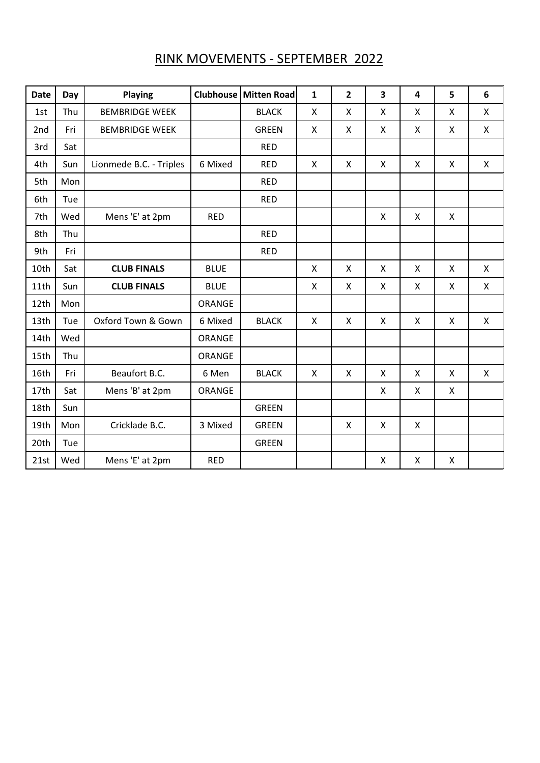# RINK MOVEMENTS - SEPTEMBER 2022

| Date | Day | Playing | Clubhouse | Mitten Road | 1 | 2 | 3 | 4 | 5 | 6 |
|---|---|---|---|---|---|---|---|---|---|---|
| 1st | Thu | BEMBRIDGE WEEK | | BLACK | X | X | X | X | X | X |
| 2nd | Fri | BEMBRIDGE WEEK | | GREEN | X | X | X | X | X | X |
| 3rd | Sat | | | RED | | | | | | |
| 4th | Sun | Lionmede B.C. - Triples | 6 Mixed | RED | X | X | X | X | X | X |
| 5th | Mon | | | RED | | | | | | |
| 6th | Tue | | | RED | | | | | | |
| 7th | Wed | Mens 'E' at 2pm | RED | | | | X | X | X | |
| 8th | Thu | | | RED | | | | | | |
| 9th | Fri | | | RED | | | | | | |
| 10th | Sat | **CLUB FINALS** | BLUE | | X | X | X | X | X | X |
| 11th | Sun | **CLUB FINALS** | BLUE | | X | X | X | X | X | X |
| 12th | Mon | | ORANGE | | | | | | | |
| 13th | Tue | Oxford Town & Gown | 6 Mixed | BLACK | X | X | X | X | X | X |
| 14th | Wed | | ORANGE | | | | | | | |
| 15th | Thu | | ORANGE | | | | | | | |
| 16th | Fri | Beaufort B.C. | 6 Men | BLACK | X | X | X | X | X | X |
| 17th | Sat | Mens 'B' at 2pm | ORANGE | | | | X | X | X | |
| 18th | Sun | | | GREEN | | | | | | |
| 19th | Mon | Cricklade B.C. | 3 Mixed | GREEN | | X | X | X | | |
| 20th | Tue | | | GREEN | | | | | | |
| 21st | Wed | Mens 'E' at 2pm | RED | | | | X | X | X | |